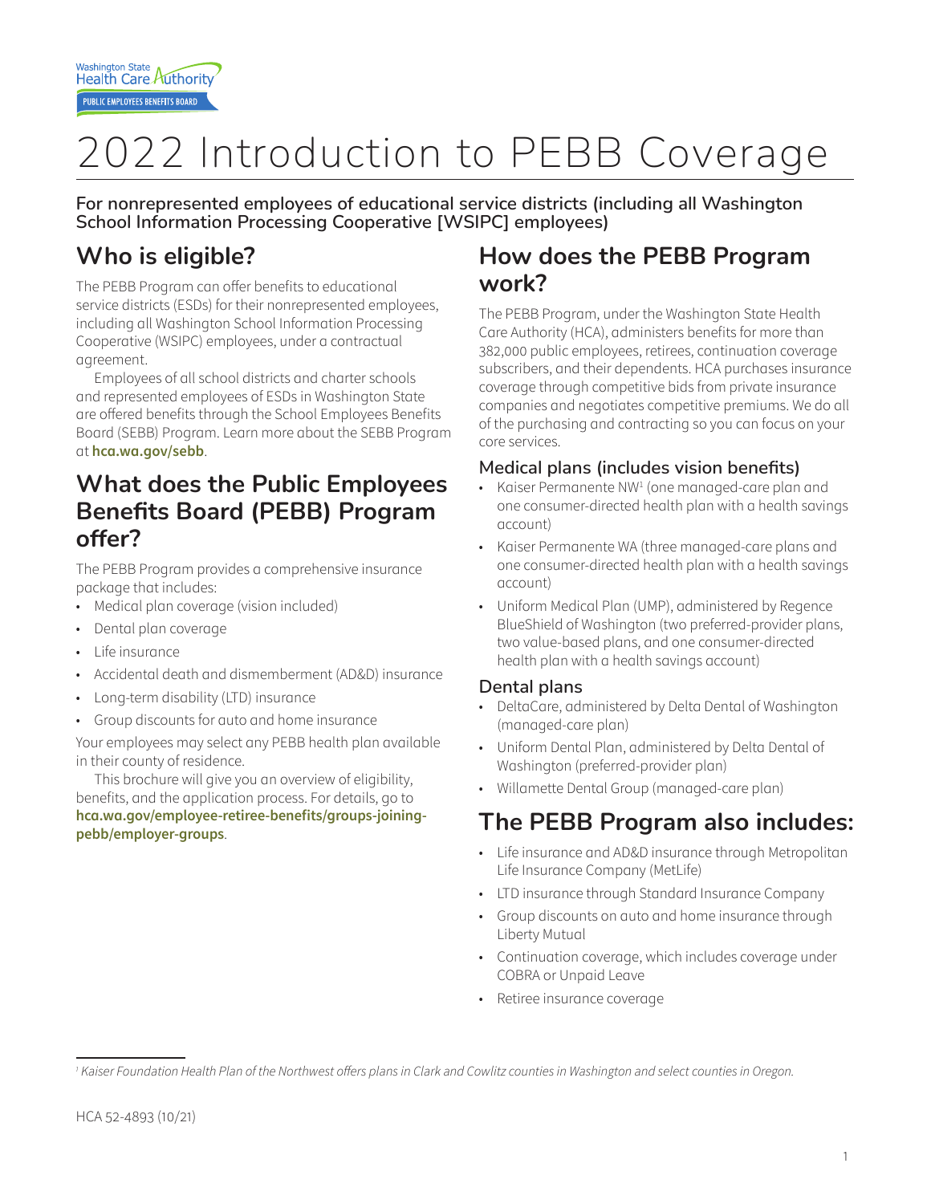# 2022 Introduction to PEBB Coverage

**For nonrepresented employees of educational service districts (including all Washington School Information Processing Cooperative [WSIPC] employees)**

## Who is eligible?

The PEBB Program can offer benefits to educational service districts (ESDs) for their nonrepresented employees, including all Washington School Information Processing Cooperative (WSIPC) employees, under a contractual agreement.

Employees of all school districts and charter schools and represented employees of ESDs in Washington State are offered benefits through the School Employees Benefits Board (SEBB) Program. Learn more about the SEBB Program at **hca.wa.gov/sebb**.

## What does the Public Employees Benefits Board (PEBB) Program offer?

The PEBB Program provides a comprehensive insurance package that includes:

- Medical plan coverage (vision included)
- Dental plan coverage
- Life insurance
- Accidental death and dismemberment (AD&D) insurance
- Long-term disability (LTD) insurance
- Group discounts for auto and home insurance

Your employees may select any PEBB health plan available in their county of residence.

This brochure will give you an overview of eligibility, benefits, and the application process. For details, go to **hca.wa.gov/employee-retiree-benefits/groups-joining-pebb/employer-groups**.

## How does the PEBB Program work?

The PEBB Program, under the Washington State Health Care Authority (HCA), administers benefits for more than 382,000 public employees, retirees, continuation coverage subscribers, and their dependents. HCA purchases insurance coverage through competitive bids from private insurance companies and negotiates competitive premiums. We do all of the purchasing and contracting so you can focus on your core services.

### Medical plans (includes vision benefits)

- Kaiser Permanente NW[1] (one managed-care plan and one consumer-directed health plan with a health savings account)
- Kaiser Permanente WA (three managed-care plans and one consumer-directed health plan with a health savings account)
- Uniform Medical Plan (UMP), administered by Regence BlueShield of Washington (two preferred-provider plans, two value-based plans, and one consumer-directed health plan with a health savings account)

### Dental plans

- DeltaCare, administered by Delta Dental of Washington (managed-care plan)
- Uniform Dental Plan, administered by Delta Dental of Washington (preferred-provider plan)
- Willamette Dental Group (managed-care plan)

## The PEBB Program also includes:

- Life insurance and AD&D insurance through Metropolitan Life Insurance Company (MetLife)
- LTD insurance through Standard Insurance Company
- Group discounts on auto and home insurance through Liberty Mutual
- Continuation coverage, which includes coverage under COBRA or Unpaid Leave
- Retiree insurance coverage

---

[1] *Kaiser Foundation Health Plan of the Northwest offers plans in Clark and Cowlitz counties in Washington and select counties in Oregon.*

HCA 52-4893 (10/21)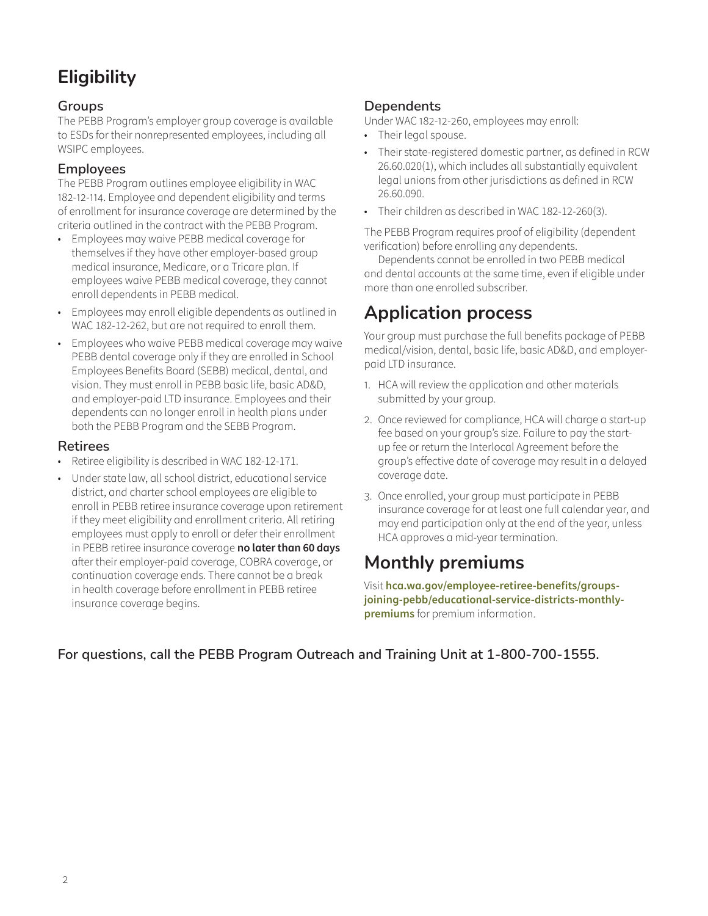# Eligibility

### Groups

The PEBB Program's employer group coverage is available to ESDs for their nonrepresented employees, including all WSIPC employees.

### Employees

The PEBB Program outlines employee eligibility in WAC 182-12-114. Employee and dependent eligibility and terms of enrollment for insurance coverage are determined by the criteria outlined in the contract with the PEBB Program.

- Employees may waive PEBB medical coverage for themselves if they have other employer-based group medical insurance, Medicare, or a Tricare plan. If employees waive PEBB medical coverage, they cannot enroll dependents in PEBB medical.
- Employees may enroll eligible dependents as outlined in WAC 182-12-262, but are not required to enroll them.
- Employees who waive PEBB medical coverage may waive PEBB dental coverage only if they are enrolled in School Employees Benefits Board (SEBB) medical, dental, and vision. They must enroll in PEBB basic life, basic AD&D, and employer-paid LTD insurance. Employees and their dependents can no longer enroll in health plans under both the PEBB Program and the SEBB Program.

### Retirees

- Retiree eligibility is described in WAC 182-12-171.
- Under state law, all school district, educational service district, and charter school employees are eligible to enroll in PEBB retiree insurance coverage upon retirement if they meet eligibility and enrollment criteria. All retiring employees must apply to enroll or defer their enrollment in PEBB retiree insurance coverage **no later than 60 days** after their employer-paid coverage, COBRA coverage, or continuation coverage ends. There cannot be a break in health coverage before enrollment in PEBB retiree insurance coverage begins.

### Dependents

Under WAC 182-12-260, employees may enroll:

- Their legal spouse.
- Their state-registered domestic partner, as defined in RCW 26.60.020(1), which includes all substantially equivalent legal unions from other jurisdictions as defined in RCW 26.60.090.
- Their children as described in WAC 182-12-260(3).

The PEBB Program requires proof of eligibility (dependent verification) before enrolling any dependents.

Dependents cannot be enrolled in two PEBB medical and dental accounts at the same time, even if eligible under more than one enrolled subscriber.

# Application process

Your group must purchase the full benefits package of PEBB medical/vision, dental, basic life, basic AD&D, and employer-paid LTD insurance.

1. HCA will review the application and other materials submitted by your group.
2. Once reviewed for compliance, HCA will charge a start-up fee based on your group's size. Failure to pay the start-up fee or return the Interlocal Agreement before the group's effective date of coverage may result in a delayed coverage date.
3. Once enrolled, your group must participate in PEBB insurance coverage for at least one full calendar year, and may end participation only at the end of the year, unless HCA approves a mid-year termination.

# Monthly premiums

Visit **hca.wa.gov/employee-retiree-benefits/groups-joining-pebb/educational-service-districts-monthly-premiums** for premium information.

**For questions, call the PEBB Program Outreach and Training Unit at 1-800-700-1555.**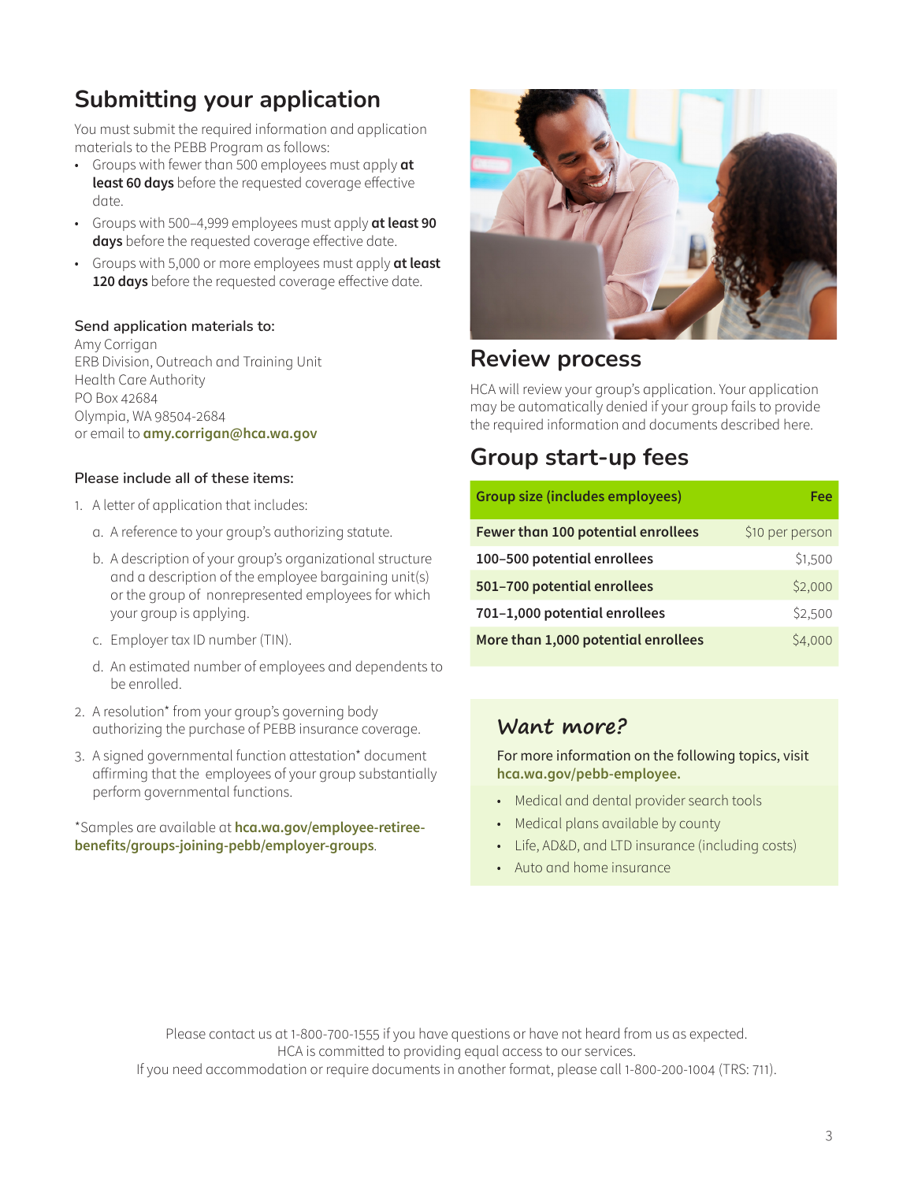## Submitting your application

You must submit the required information and application materials to the PEBB Program as follows:

- Groups with fewer than 500 employees must apply **at least 60 days** before the requested coverage effective date.
- Groups with 500–4,999 employees must apply **at least 90 days** before the requested coverage effective date.
- Groups with 5,000 or more employees must apply **at least 120 days** before the requested coverage effective date.

### Send application materials to:

Amy Corrigan
ERB Division, Outreach and Training Unit
Health Care Authority
PO Box 42684
Olympia, WA 98504-2684
or email to **amy.corrigan@hca.wa.gov**

### Please include all of these items:

1. A letter of application that includes:
   a. A reference to your group's authorizing statute.
   b. A description of your group's organizational structure and a description of the employee bargaining unit(s) or the group of nonrepresented employees for which your group is applying.
   c. Employer tax ID number (TIN).
   d. An estimated number of employees and dependents to be enrolled.
2. A resolution* from your group's governing body authorizing the purchase of PEBB insurance coverage.
3. A signed governmental function attestation* document affirming that the employees of your group substantially perform governmental functions.

*Samples are available at **hca.wa.gov/employee-retiree-benefits/groups-joining-pebb/employer-groups**.

## Review process

HCA will review your group's application. Your application may be automatically denied if your group fails to provide the required information and documents described here.

## Group start-up fees

| Group size (includes employees) | Fee |
|---|---|
| **Fewer than 100 potential enrollees** | $10 per person |
| **100–500 potential enrollees** | $1,500 |
| **501–700 potential enrollees** | $2,000 |
| **701–1,000 potential enrollees** | $2,500 |
| **More than 1,000 potential enrollees** | $4,000 |

### Want more?

For more information on the following topics, visit **hca.wa.gov/pebb-employee.**

- Medical and dental provider search tools
- Medical plans available by county
- Life, AD&D, and LTD insurance (including costs)
- Auto and home insurance

Please contact us at 1-800-700-1555 if you have questions or have not heard from us as expected.
HCA is committed to providing equal access to our services.
If you need accommodation or require documents in another format, please call 1-800-200-1004 (TRS: 711).